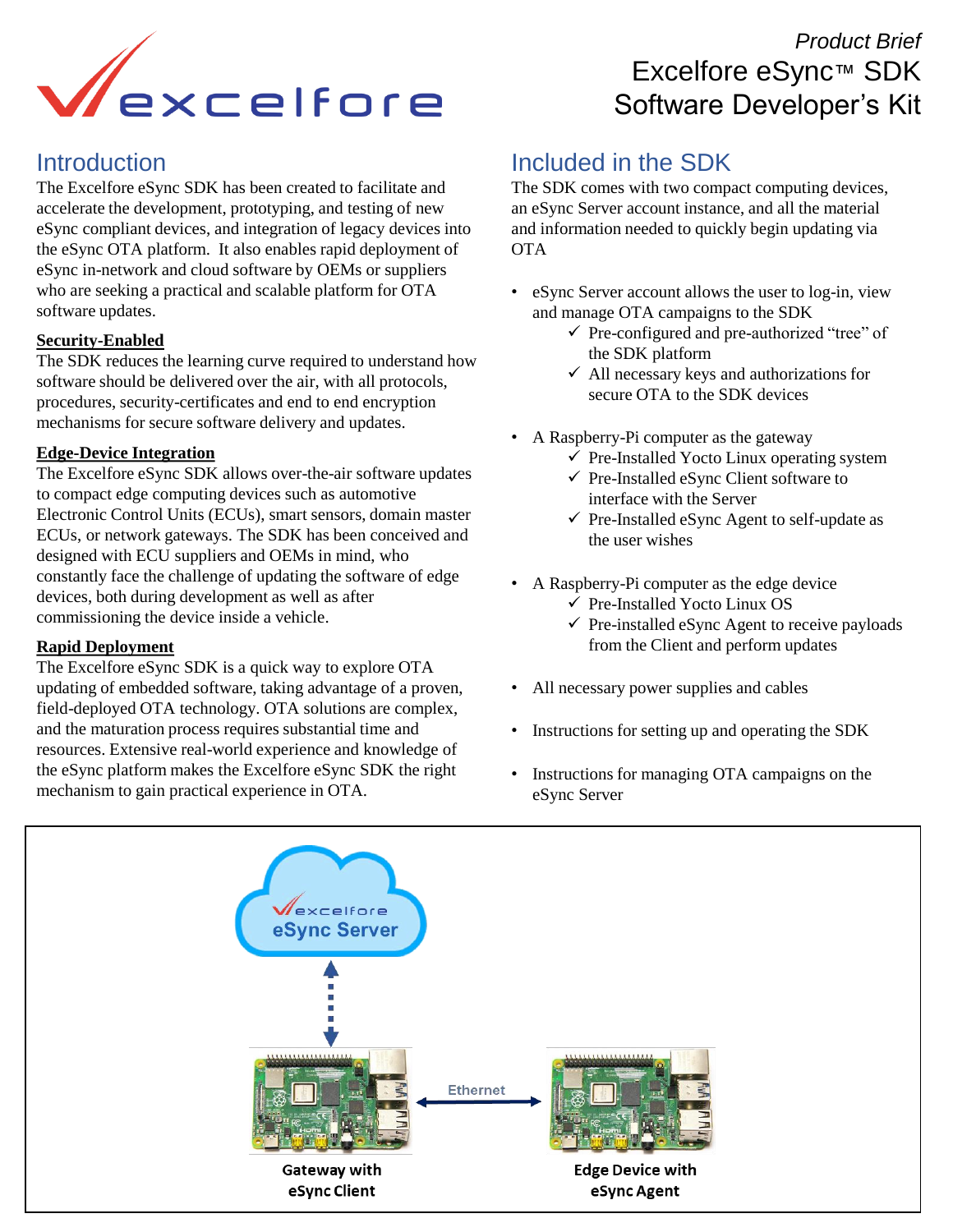*Product Brief*

# Excelfore eSync™ SDK Software Developer's Kit

## Introduction

The Excelfore eSync SDK has been created to facilitate and accelerate the development, prototyping, and testing of new eSync compliant devices, and integration of legacy devices into the eSync OTA platform. It also enables rapid deployment of eSync in-network and cloud software by OEMs or suppliers who are seeking a practical and scalable platform for OTA software updates.

### Security-Enabled

The SDK reduces the learning curve required to understand how software should be delivered over the air, with all protocols, procedures, security-certificates and end to end encryption mechanisms for secure software delivery and updates.

### Edge-Device Integration

The Excelfore eSync SDK allows over-the-air software updates to compact edge computing devices such as automotive Electronic Control Units (ECUs), smart sensors, domain master ECUs, or network gateways. The SDK has been conceived and designed with ECU suppliers and OEMs in mind, who constantly face the challenge of updating the software of edge devices, both during development as well as after commissioning the device inside a vehicle.

### Rapid Deployment

The Excelfore eSync SDK is a quick way to explore OTA updating of embedded software, taking advantage of a proven, field-deployed OTA technology. OTA solutions are complex, and the maturation process requires substantial time and resources. Extensive real-world experience and knowledge of the eSync platform makes the Excelfore eSync SDK the right mechanism to gain practical experience in OTA.

## Included in the SDK

The SDK comes with two compact computing devices, an eSync Server account instance, and all the material and information needed to quickly begin updating via OTA

- eSync Server account allows the user to log-in, view and manage OTA campaigns to the SDK
  - ✓ Pre-configured and pre-authorized "tree" of the SDK platform
  - ✓ All necessary keys and authorizations for secure OTA to the SDK devices
- A Raspberry-Pi computer as the gateway
  - ✓ Pre-Installed Yocto Linux operating system
  - ✓ Pre-Installed eSync Client software to interface with the Server
  - ✓ Pre-Installed eSync Agent to self-update as the user wishes
- A Raspberry-Pi computer as the edge device
  - ✓ Pre-Installed Yocto Linux OS
  - ✓ Pre-installed eSync Agent to receive payloads from the Client and perform updates
- All necessary power supplies and cables
- Instructions for setting up and operating the SDK
- Instructions for managing OTA campaigns on the eSync Server

excelfore eSync Server

Ethernet

Gateway with eSync Client

Edge Device with eSync Agent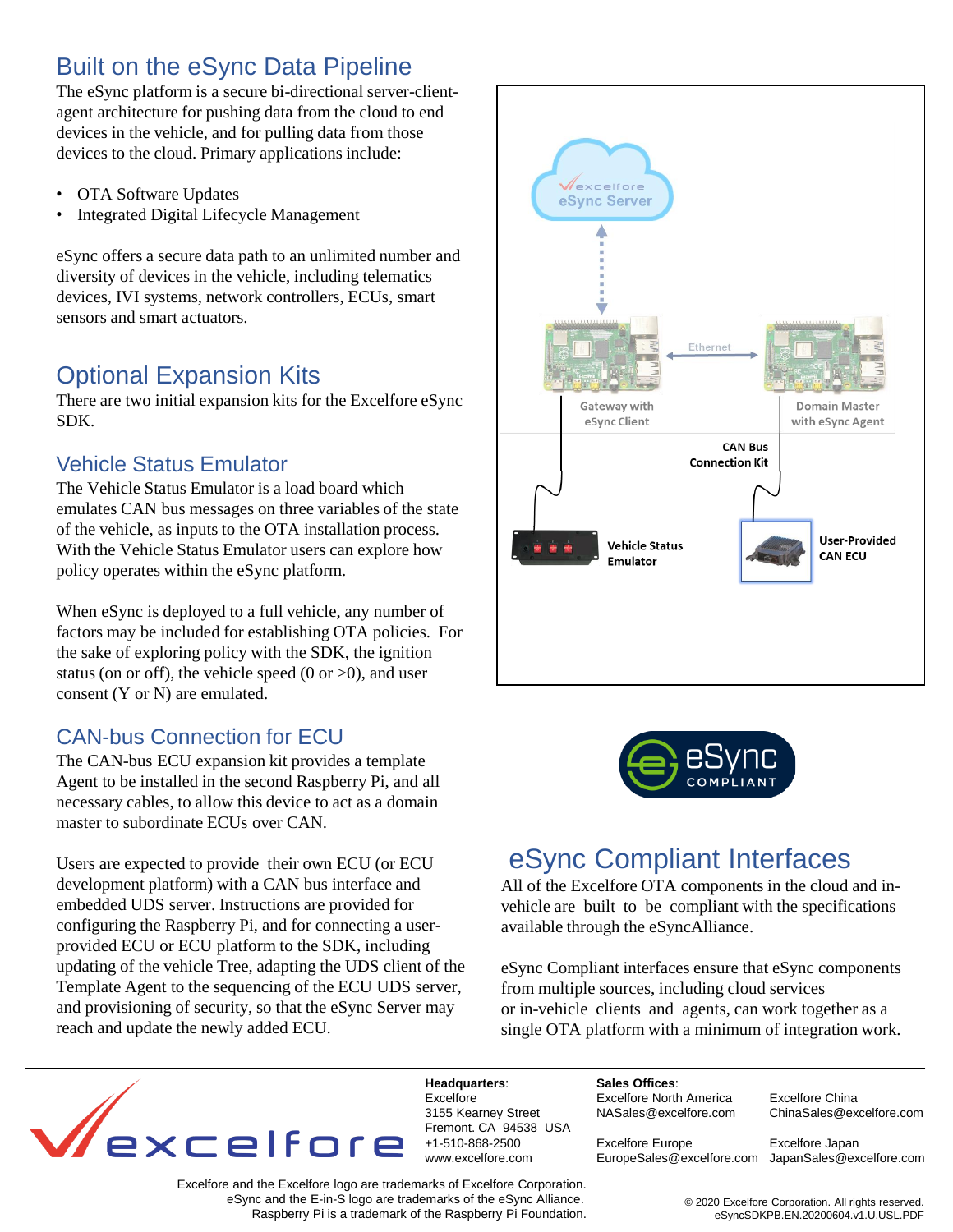## Built on the eSync Data Pipeline

The eSync platform is a secure bi-directional server-client-agent architecture for pushing data from the cloud to end devices in the vehicle, and for pulling data from those devices to the cloud. Primary applications include:

- OTA Software Updates
- Integrated Digital Lifecycle Management

eSync offers a secure data path to an unlimited number and diversity of devices in the vehicle, including telematics devices, IVI systems, network controllers, ECUs, smart sensors and smart actuators.

## Optional Expansion Kits

There are two initial expansion kits for the Excelfore eSync SDK.

### Vehicle Status Emulator

The Vehicle Status Emulator is a load board which emulates CAN bus messages on three variables of the state of the vehicle, as inputs to the OTA installation process. With the Vehicle Status Emulator users can explore how policy operates within the eSync platform.

When eSync is deployed to a full vehicle, any number of factors may be included for establishing OTA policies. For the sake of exploring policy with the SDK, the ignition status (on or off), the vehicle speed (0 or >0), and user consent (Y or N) are emulated.

### CAN-bus Connection for ECU

The CAN-bus ECU expansion kit provides a template Agent to be installed in the second Raspberry Pi, and all necessary cables, to allow this device to act as a domain master to subordinate ECUs over CAN.

Users are expected to provide their own ECU (or ECU development platform) with a CAN bus interface and embedded UDS server. Instructions are provided for configuring the Raspberry Pi, and for connecting a user-provided ECU or ECU platform to the SDK, including updating of the vehicle Tree, adapting the UDS client of the Template Agent to the sequencing of the ECU UDS server, and provisioning of security, so that the eSync Server may reach and update the newly added ECU.

excelfore
eSync Server
Ethernet
Gateway with
eSync Client
Domain Master
with eSync Agent
CAN Bus
Connection Kit
Vehicle Status
Emulator
User-Provided
CAN ECU

eSync
COMPLIANT

## eSync Compliant Interfaces

All of the Excelfore OTA components in the cloud and in-vehicle are built to be compliant with the specifications available through the eSyncAlliance.

eSync Compliant interfaces ensure that eSync components from multiple sources, including cloud services or in-vehicle clients and agents, can work together as a single OTA platform with a minimum of integration work.

excelfore

**Headquarters**:
Excelfore
3155 Kearney Street
Fremont. CA 94538 USA
+1-510-868-2500
www.excelfore.com

**Sales Offices**:
Excelfore North America
NASales@excelfore.com

Excelfore China
ChinaSales@excelfore.com

Excelfore Europe
EuropeSales@excelfore.com

Excelfore Japan
JapanSales@excelfore.com

Excelfore and the Excelfore logo are trademarks of Excelfore Corporation.
eSync and the E-in-S logo are trademarks of the eSync Alliance.
Raspberry Pi is a trademark of the Raspberry Pi Foundation.

© 2020 Excelfore Corporation. All rights reserved.
eSyncSDKPB.EN.20200604.v1.U.USL.PDF